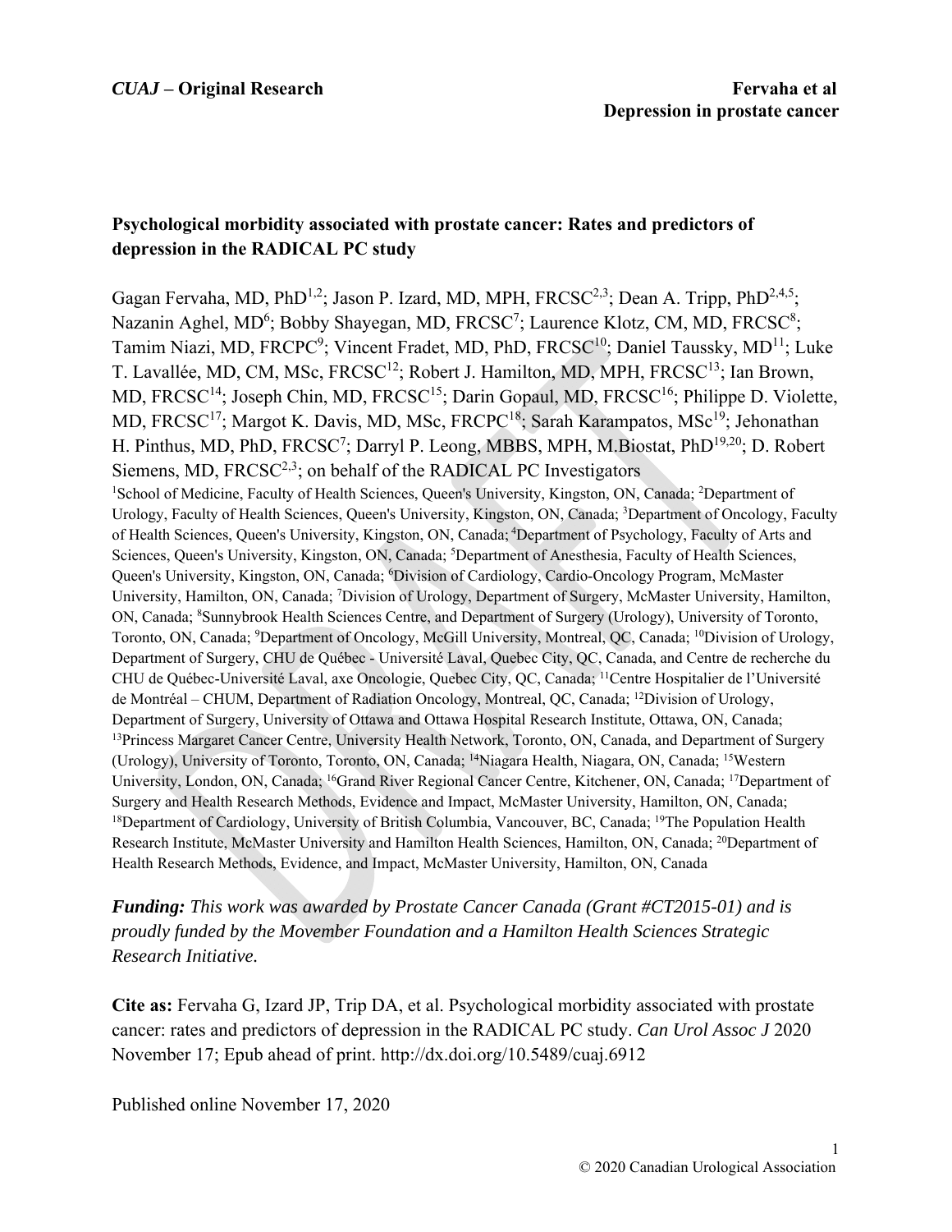**CUAJ – Original Research**

# Psychological morbidity associated with prostate cancer: Rates and predictors of depression in the RADICAL PC study

Gagan Fervaha, MD, PhD[1,2]; Jason P. Izard, MD, MPH, FRCSC[2,3]; Dean A. Tripp, PhD[2,4,5]; Nazanin Aghel, MD[6]; Bobby Shayegan, MD, FRCSC[7]; Laurence Klotz, CM, MD, FRCSC[8]; Tamim Niazi, MD, FRCPC[9]; Vincent Fradet, MD, PhD, FRCSC[10]; Daniel Taussky, MD[11]; Luke T. Lavallée, MD, CM, MSc, FRCSC[12]; Robert J. Hamilton, MD, MPH, FRCSC[13]; Ian Brown, MD, FRCSC[14]; Joseph Chin, MD, FRCSC[15]; Darin Gopaul, MD, FRCSC[16]; Philippe D. Violette, MD, FRCSC[17]; Margot K. Davis, MD, MSc, FRCPC[18]; Sarah Karampatos, MSc[19]; Jehonathan H. Pinthus, MD, PhD, FRCSC[7]; Darryl P. Leong, MBBS, MPH, M.Biostat, PhD[19,20]; D. Robert Siemens, MD, FRCSC[2,3]; on behalf of the RADICAL PC Investigators

[1]School of Medicine, Faculty of Health Sciences, Queen's University, Kingston, ON, Canada; [2]Department of Urology, Faculty of Health Sciences, Queen's University, Kingston, ON, Canada; [3]Department of Oncology, Faculty of Health Sciences, Queen's University, Kingston, ON, Canada; [4]Department of Psychology, Faculty of Arts and Sciences, Queen's University, Kingston, ON, Canada; [5]Department of Anesthesia, Faculty of Health Sciences, Queen's University, Kingston, ON, Canada; [6]Division of Cardiology, Cardio-Oncology Program, McMaster University, Hamilton, ON, Canada; [7]Division of Urology, Department of Surgery, McMaster University, Hamilton, ON, Canada; [8]Sunnybrook Health Sciences Centre, and Department of Surgery (Urology), University of Toronto, Toronto, ON, Canada; [9]Department of Oncology, McGill University, Montreal, QC, Canada; [10]Division of Urology, Department of Surgery, CHU de Québec - Université Laval, Quebec City, QC, Canada, and Centre de recherche du CHU de Québec-Université Laval, axe Oncologie, Quebec City, QC, Canada; [11]Centre Hospitalier de l'Université de Montréal – CHUM, Department of Radiation Oncology, Montreal, QC, Canada; [12]Division of Urology, Department of Surgery, University of Ottawa and Ottawa Hospital Research Institute, Ottawa, ON, Canada; [13]Princess Margaret Cancer Centre, University Health Network, Toronto, ON, Canada, and Department of Surgery (Urology), University of Toronto, Toronto, ON, Canada; [14]Niagara Health, Niagara, ON, Canada; [15]Western University, London, ON, Canada; [16]Grand River Regional Cancer Centre, Kitchener, ON, Canada; [17]Department of Surgery and Health Research Methods, Evidence and Impact, McMaster University, Hamilton, ON, Canada; [18]Department of Cardiology, University of British Columbia, Vancouver, BC, Canada; [19]The Population Health Research Institute, McMaster University and Hamilton Health Sciences, Hamilton, ON, Canada; [20]Department of Health Research Methods, Evidence, and Impact, McMaster University, Hamilton, ON, Canada

***Funding:*** *This work was awarded by Prostate Cancer Canada (Grant #CT2015-01) and is proudly funded by the Movember Foundation and a Hamilton Health Sciences Strategic Research Initiative.*

**Cite as:** Fervaha G, Izard JP, Trip DA, et al. Psychological morbidity associated with prostate cancer: rates and predictors of depression in the RADICAL PC study. *Can Urol Assoc J* 2020 November 17; Epub ahead of print. http://dx.doi.org/10.5489/cuaj.6912

Published online November 17, 2020

© 2020 Canadian Urological Association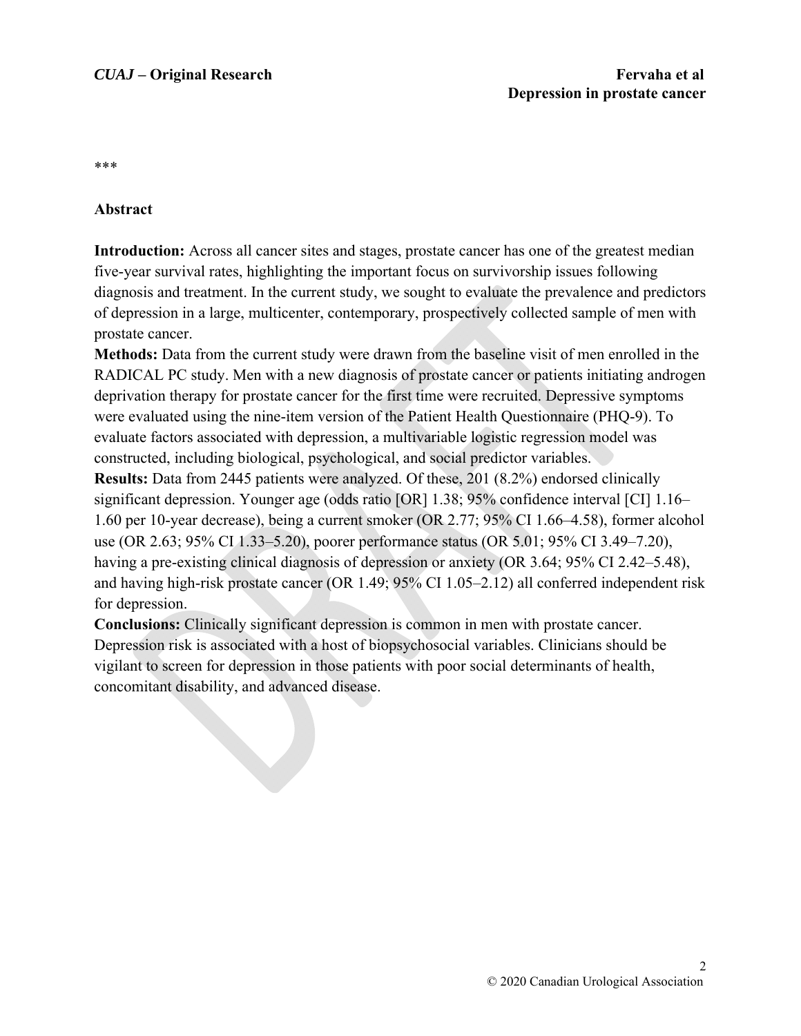\*\*\*

## Abstract

**Introduction:** Across all cancer sites and stages, prostate cancer has one of the greatest median five-year survival rates, highlighting the important focus on survivorship issues following diagnosis and treatment. In the current study, we sought to evaluate the prevalence and predictors of depression in a large, multicenter, contemporary, prospectively collected sample of men with prostate cancer.

**Methods:** Data from the current study were drawn from the baseline visit of men enrolled in the RADICAL PC study. Men with a new diagnosis of prostate cancer or patients initiating androgen deprivation therapy for prostate cancer for the first time were recruited. Depressive symptoms were evaluated using the nine-item version of the Patient Health Questionnaire (PHQ-9). To evaluate factors associated with depression, a multivariable logistic regression model was constructed, including biological, psychological, and social predictor variables.

**Results:** Data from 2445 patients were analyzed. Of these, 201 (8.2%) endorsed clinically significant depression. Younger age (odds ratio [OR] 1.38; 95% confidence interval [CI] 1.16–1.60 per 10-year decrease), being a current smoker (OR 2.77; 95% CI 1.66–4.58), former alcohol use (OR 2.63; 95% CI 1.33–5.20), poorer performance status (OR 5.01; 95% CI 3.49–7.20), having a pre-existing clinical diagnosis of depression or anxiety (OR 3.64; 95% CI 2.42–5.48), and having high-risk prostate cancer (OR 1.49; 95% CI 1.05–2.12) all conferred independent risk for depression.

**Conclusions:** Clinically significant depression is common in men with prostate cancer. Depression risk is associated with a host of biopsychosocial variables. Clinicians should be vigilant to screen for depression in those patients with poor social determinants of health, concomitant disability, and advanced disease.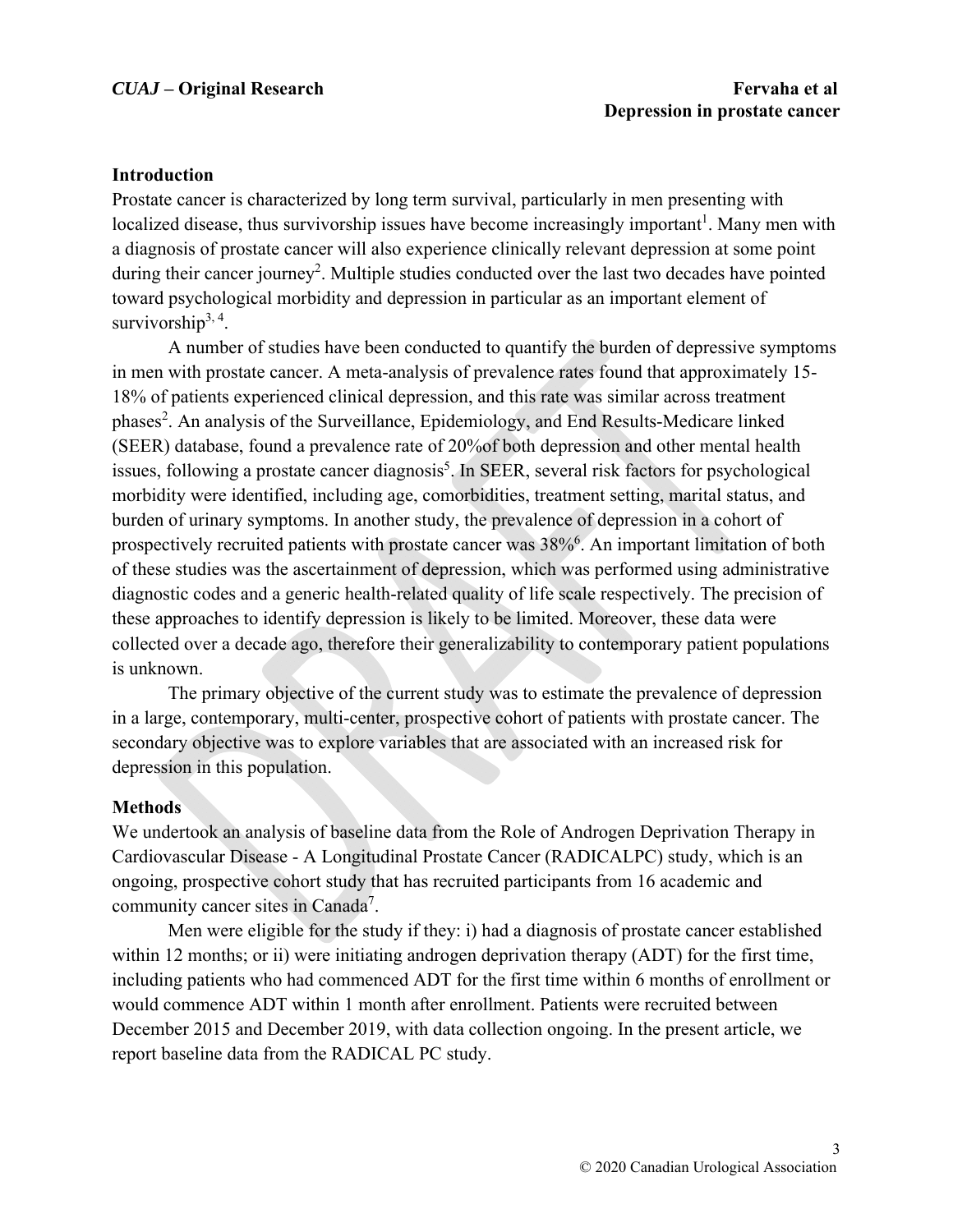## Introduction

Prostate cancer is characterized by long term survival, particularly in men presenting with localized disease, thus survivorship issues have become increasingly important[1]. Many men with a diagnosis of prostate cancer will also experience clinically relevant depression at some point during their cancer journey[2]. Multiple studies conducted over the last two decades have pointed toward psychological morbidity and depression in particular as an important element of survivorship[3, 4].

A number of studies have been conducted to quantify the burden of depressive symptoms in men with prostate cancer. A meta-analysis of prevalence rates found that approximately 15-18% of patients experienced clinical depression, and this rate was similar across treatment phases[2]. An analysis of the Surveillance, Epidemiology, and End Results-Medicare linked (SEER) database, found a prevalence rate of 20%of both depression and other mental health issues, following a prostate cancer diagnosis[5]. In SEER, several risk factors for psychological morbidity were identified, including age, comorbidities, treatment setting, marital status, and burden of urinary symptoms. In another study, the prevalence of depression in a cohort of prospectively recruited patients with prostate cancer was 38%[6]. An important limitation of both of these studies was the ascertainment of depression, which was performed using administrative diagnostic codes and a generic health-related quality of life scale respectively. The precision of these approaches to identify depression is likely to be limited. Moreover, these data were collected over a decade ago, therefore their generalizability to contemporary patient populations is unknown.

The primary objective of the current study was to estimate the prevalence of depression in a large, contemporary, multi-center, prospective cohort of patients with prostate cancer. The secondary objective was to explore variables that are associated with an increased risk for depression in this population.

## Methods

We undertook an analysis of baseline data from the Role of Androgen Deprivation Therapy in Cardiovascular Disease - A Longitudinal Prostate Cancer (RADICALPC) study, which is an ongoing, prospective cohort study that has recruited participants from 16 academic and community cancer sites in Canada[7].

Men were eligible for the study if they: i) had a diagnosis of prostate cancer established within 12 months; or ii) were initiating androgen deprivation therapy (ADT) for the first time, including patients who had commenced ADT for the first time within 6 months of enrollment or would commence ADT within 1 month after enrollment. Patients were recruited between December 2015 and December 2019, with data collection ongoing. In the present article, we report baseline data from the RADICAL PC study.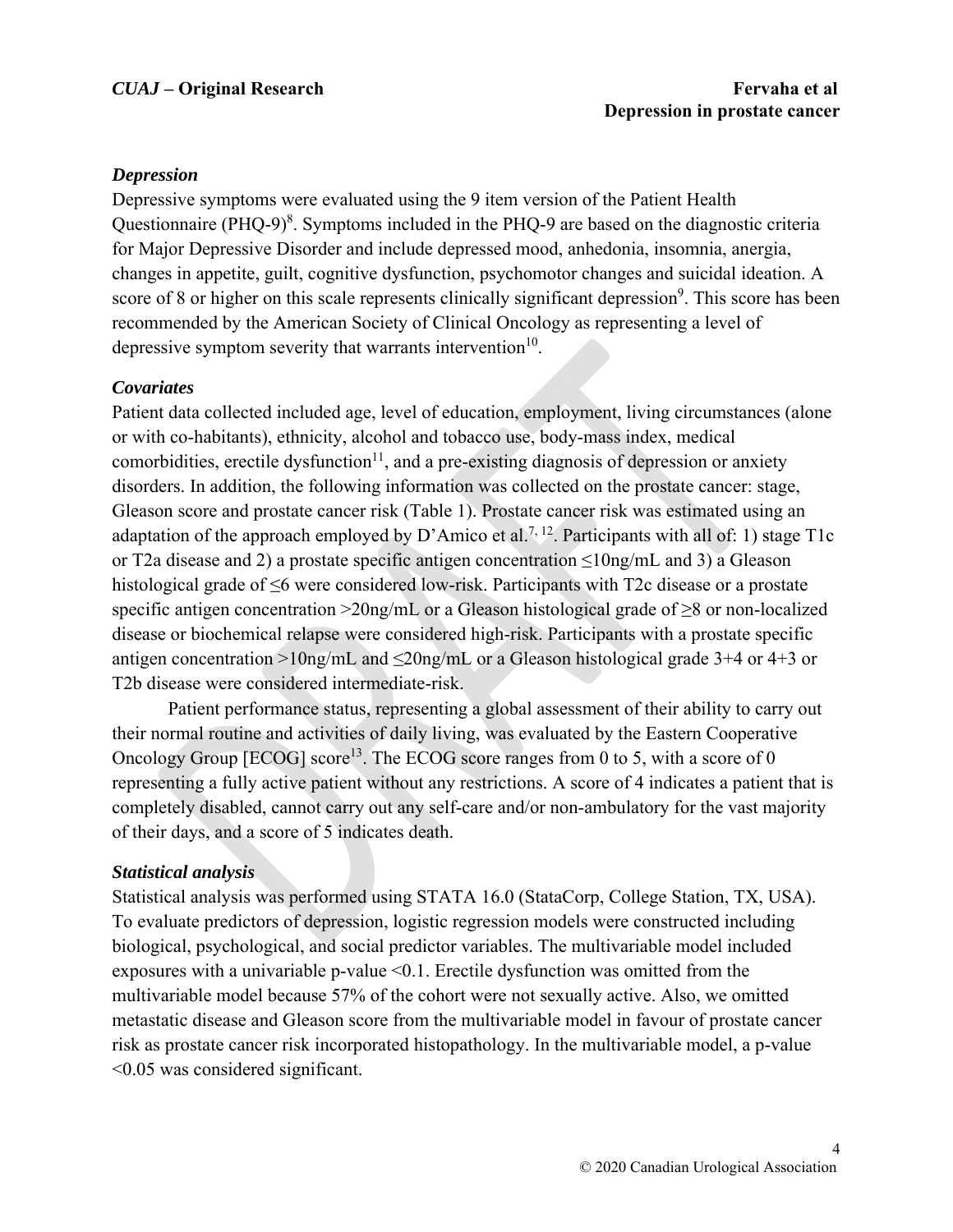### *Depression*

Depressive symptoms were evaluated using the 9 item version of the Patient Health Questionnaire (PHQ-9)[8]. Symptoms included in the PHQ-9 are based on the diagnostic criteria for Major Depressive Disorder and include depressed mood, anhedonia, insomnia, anergia, changes in appetite, guilt, cognitive dysfunction, psychomotor changes and suicidal ideation. A score of 8 or higher on this scale represents clinically significant depression[9]. This score has been recommended by the American Society of Clinical Oncology as representing a level of depressive symptom severity that warrants intervention[10].

### *Covariates*

Patient data collected included age, level of education, employment, living circumstances (alone or with co-habitants), ethnicity, alcohol and tobacco use, body-mass index, medical comorbidities, erectile dysfunction[11], and a pre-existing diagnosis of depression or anxiety disorders. In addition, the following information was collected on the prostate cancer: stage, Gleason score and prostate cancer risk (Table 1). Prostate cancer risk was estimated using an adaptation of the approach employed by D'Amico et al.[7, 12]. Participants with all of: 1) stage T1c or T2a disease and 2) a prostate specific antigen concentration ≤10ng/mL and 3) a Gleason histological grade of ≤6 were considered low-risk. Participants with T2c disease or a prostate specific antigen concentration >20ng/mL or a Gleason histological grade of ≥8 or non-localized disease or biochemical relapse were considered high-risk. Participants with a prostate specific antigen concentration >10ng/mL and ≤20ng/mL or a Gleason histological grade 3+4 or 4+3 or T2b disease were considered intermediate-risk.

Patient performance status, representing a global assessment of their ability to carry out their normal routine and activities of daily living, was evaluated by the Eastern Cooperative Oncology Group [ECOG] score[13]. The ECOG score ranges from 0 to 5, with a score of 0 representing a fully active patient without any restrictions. A score of 4 indicates a patient that is completely disabled, cannot carry out any self-care and/or non-ambulatory for the vast majority of their days, and a score of 5 indicates death.

### *Statistical analysis*

Statistical analysis was performed using STATA 16.0 (StataCorp, College Station, TX, USA). To evaluate predictors of depression, logistic regression models were constructed including biological, psychological, and social predictor variables. The multivariable model included exposures with a univariable p-value <0.1. Erectile dysfunction was omitted from the multivariable model because 57% of the cohort were not sexually active. Also, we omitted metastatic disease and Gleason score from the multivariable model in favour of prostate cancer risk as prostate cancer risk incorporated histopathology. In the multivariable model, a p-value <0.05 was considered significant.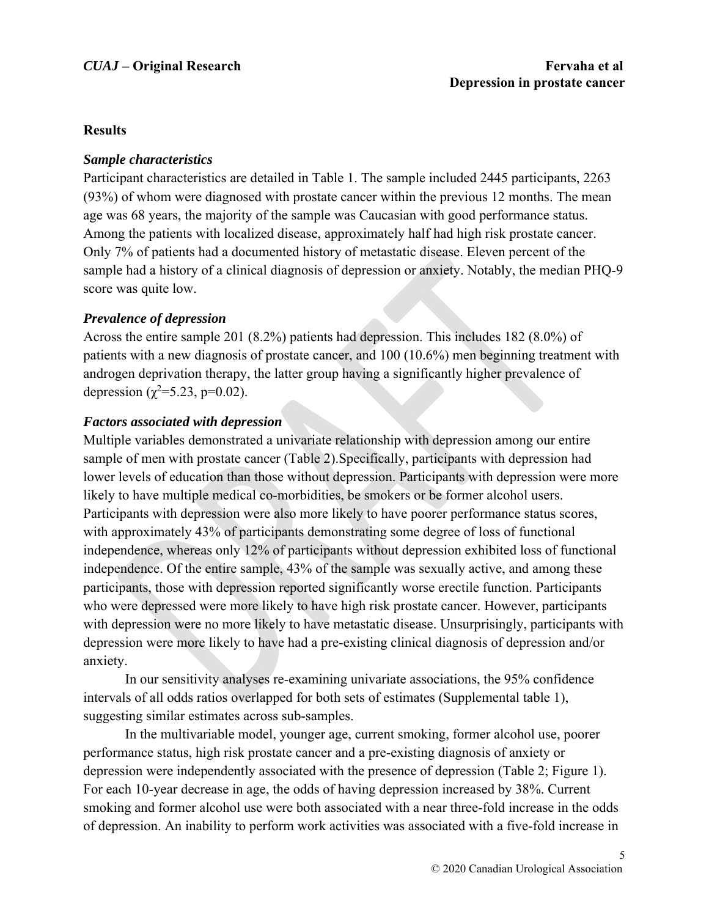## Results

### *Sample characteristics*

Participant characteristics are detailed in Table 1. The sample included 2445 participants, 2263 (93%) of whom were diagnosed with prostate cancer within the previous 12 months. The mean age was 68 years, the majority of the sample was Caucasian with good performance status. Among the patients with localized disease, approximately half had high risk prostate cancer. Only 7% of patients had a documented history of metastatic disease. Eleven percent of the sample had a history of a clinical diagnosis of depression or anxiety. Notably, the median PHQ-9 score was quite low.

### *Prevalence of depression*

Across the entire sample 201 (8.2%) patients had depression. This includes 182 (8.0%) of patients with a new diagnosis of prostate cancer, and 100 (10.6%) men beginning treatment with androgen deprivation therapy, the latter group having a significantly higher prevalence of depression ($\chi^2$=5.23, p=0.02).

### *Factors associated with depression*

Multiple variables demonstrated a univariate relationship with depression among our entire sample of men with prostate cancer (Table 2).Specifically, participants with depression had lower levels of education than those without depression. Participants with depression were more likely to have multiple medical co-morbidities, be smokers or be former alcohol users. Participants with depression were also more likely to have poorer performance status scores, with approximately 43% of participants demonstrating some degree of loss of functional independence, whereas only 12% of participants without depression exhibited loss of functional independence. Of the entire sample, 43% of the sample was sexually active, and among these participants, those with depression reported significantly worse erectile function. Participants who were depressed were more likely to have high risk prostate cancer. However, participants with depression were no more likely to have metastatic disease. Unsurprisingly, participants with depression were more likely to have had a pre-existing clinical diagnosis of depression and/or anxiety.

In our sensitivity analyses re-examining univariate associations, the 95% confidence intervals of all odds ratios overlapped for both sets of estimates (Supplemental table 1), suggesting similar estimates across sub-samples.

In the multivariable model, younger age, current smoking, former alcohol use, poorer performance status, high risk prostate cancer and a pre-existing diagnosis of anxiety or depression were independently associated with the presence of depression (Table 2; Figure 1). For each 10-year decrease in age, the odds of having depression increased by 38%. Current smoking and former alcohol use were both associated with a near three-fold increase in the odds of depression. An inability to perform work activities was associated with a five-fold increase in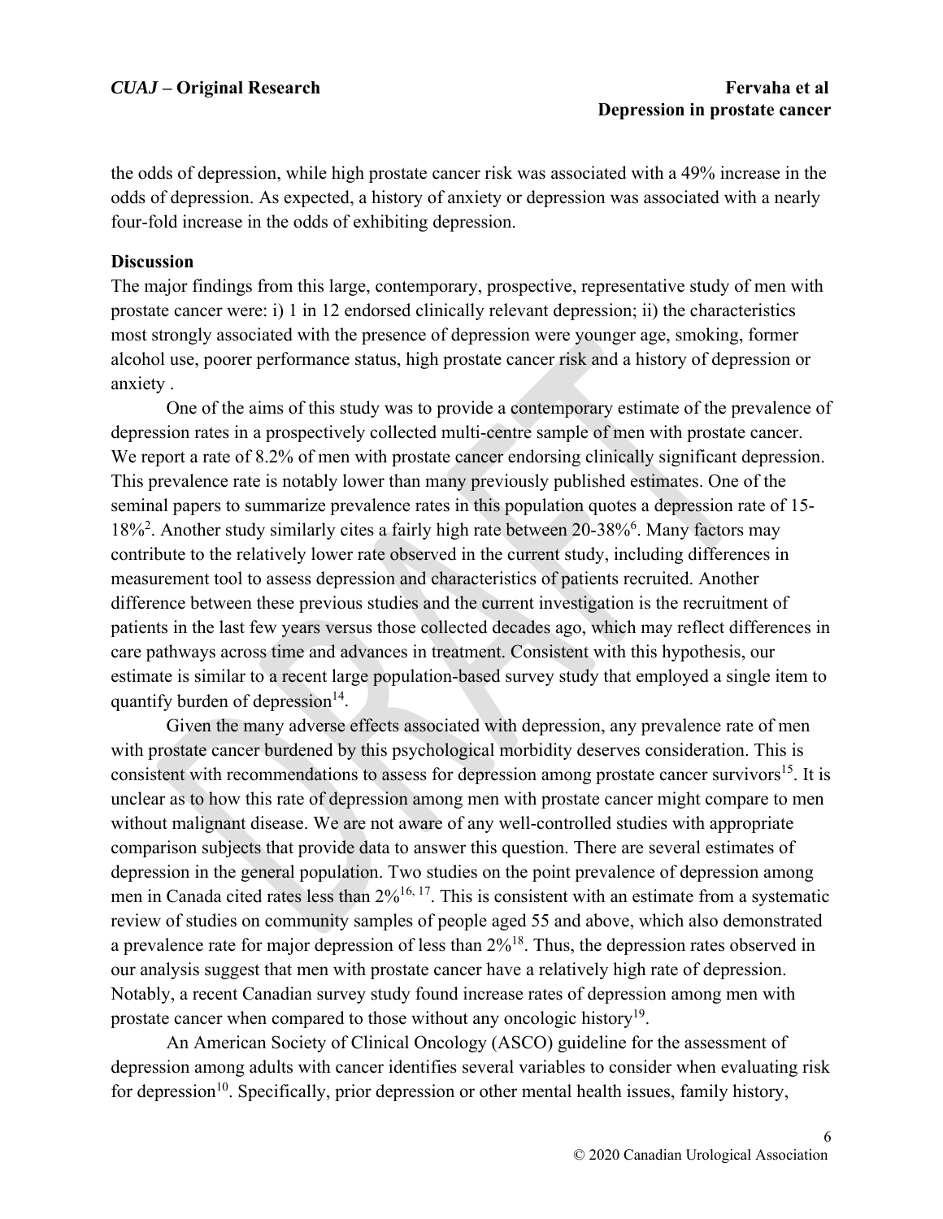the odds of depression, while high prostate cancer risk was associated with a 49% increase in the odds of depression. As expected, a history of anxiety or depression was associated with a nearly four-fold increase in the odds of exhibiting depression.

## Discussion

The major findings from this large, contemporary, prospective, representative study of men with prostate cancer were: i) 1 in 12 endorsed clinically relevant depression; ii) the characteristics most strongly associated with the presence of depression were younger age, smoking, former alcohol use, poorer performance status, high prostate cancer risk and a history of depression or anxiety .

One of the aims of this study was to provide a contemporary estimate of the prevalence of depression rates in a prospectively collected multi-centre sample of men with prostate cancer. We report a rate of 8.2% of men with prostate cancer endorsing clinically significant depression. This prevalence rate is notably lower than many previously published estimates. One of the seminal papers to summarize prevalence rates in this population quotes a depression rate of 15-18%[2]. Another study similarly cites a fairly high rate between 20-38%[6]. Many factors may contribute to the relatively lower rate observed in the current study, including differences in measurement tool to assess depression and characteristics of patients recruited. Another difference between these previous studies and the current investigation is the recruitment of patients in the last few years versus those collected decades ago, which may reflect differences in care pathways across time and advances in treatment. Consistent with this hypothesis, our estimate is similar to a recent large population-based survey study that employed a single item to quantify burden of depression[14].

Given the many adverse effects associated with depression, any prevalence rate of men with prostate cancer burdened by this psychological morbidity deserves consideration. This is consistent with recommendations to assess for depression among prostate cancer survivors[15]. It is unclear as to how this rate of depression among men with prostate cancer might compare to men without malignant disease. We are not aware of any well-controlled studies with appropriate comparison subjects that provide data to answer this question. There are several estimates of depression in the general population. Two studies on the point prevalence of depression among men in Canada cited rates less than 2%[16, 17]. This is consistent with an estimate from a systematic review of studies on community samples of people aged 55 and above, which also demonstrated a prevalence rate for major depression of less than 2%[18]. Thus, the depression rates observed in our analysis suggest that men with prostate cancer have a relatively high rate of depression. Notably, a recent Canadian survey study found increase rates of depression among men with prostate cancer when compared to those without any oncologic history[19].

An American Society of Clinical Oncology (ASCO) guideline for the assessment of depression among adults with cancer identifies several variables to consider when evaluating risk for depression[10]. Specifically, prior depression or other mental health issues, family history,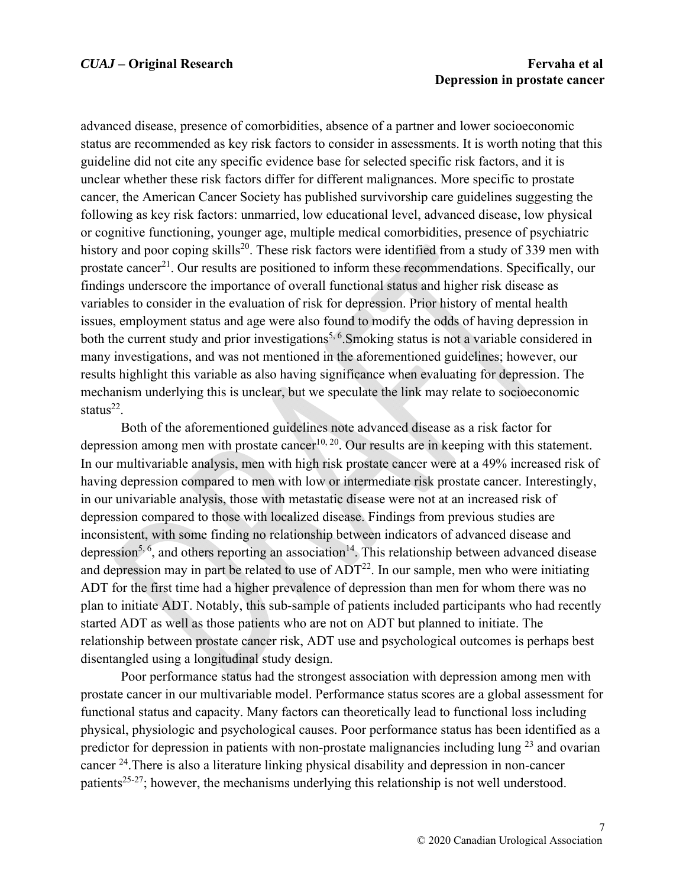advanced disease, presence of comorbidities, absence of a partner and lower socioeconomic status are recommended as key risk factors to consider in assessments. It is worth noting that this guideline did not cite any specific evidence base for selected specific risk factors, and it is unclear whether these risk factors differ for different malignances. More specific to prostate cancer, the American Cancer Society has published survivorship care guidelines suggesting the following as key risk factors: unmarried, low educational level, advanced disease, low physical or cognitive functioning, younger age, multiple medical comorbidities, presence of psychiatric history and poor coping skills[20]. These risk factors were identified from a study of 339 men with prostate cancer[21]. Our results are positioned to inform these recommendations. Specifically, our findings underscore the importance of overall functional status and higher risk disease as variables to consider in the evaluation of risk for depression. Prior history of mental health issues, employment status and age were also found to modify the odds of having depression in both the current study and prior investigations[5, 6].Smoking status is not a variable considered in many investigations, and was not mentioned in the aforementioned guidelines; however, our results highlight this variable as also having significance when evaluating for depression. The mechanism underlying this is unclear, but we speculate the link may relate to socioeconomic status[22].

Both of the aforementioned guidelines note advanced disease as a risk factor for depression among men with prostate cancer[10, 20]. Our results are in keeping with this statement. In our multivariable analysis, men with high risk prostate cancer were at a 49% increased risk of having depression compared to men with low or intermediate risk prostate cancer. Interestingly, in our univariable analysis, those with metastatic disease were not at an increased risk of depression compared to those with localized disease. Findings from previous studies are inconsistent, with some finding no relationship between indicators of advanced disease and depression[5, 6], and others reporting an association[14]. This relationship between advanced disease and depression may in part be related to use of ADT[22]. In our sample, men who were initiating ADT for the first time had a higher prevalence of depression than men for whom there was no plan to initiate ADT. Notably, this sub-sample of patients included participants who had recently started ADT as well as those patients who are not on ADT but planned to initiate. The relationship between prostate cancer risk, ADT use and psychological outcomes is perhaps best disentangled using a longitudinal study design.

Poor performance status had the strongest association with depression among men with prostate cancer in our multivariable model. Performance status scores are a global assessment for functional status and capacity. Many factors can theoretically lead to functional loss including physical, physiologic and psychological causes. Poor performance status has been identified as a predictor for depression in patients with non-prostate malignancies including lung [23] and ovarian cancer [24].There is also a literature linking physical disability and depression in non-cancer patients[25-27]; however, the mechanisms underlying this relationship is not well understood.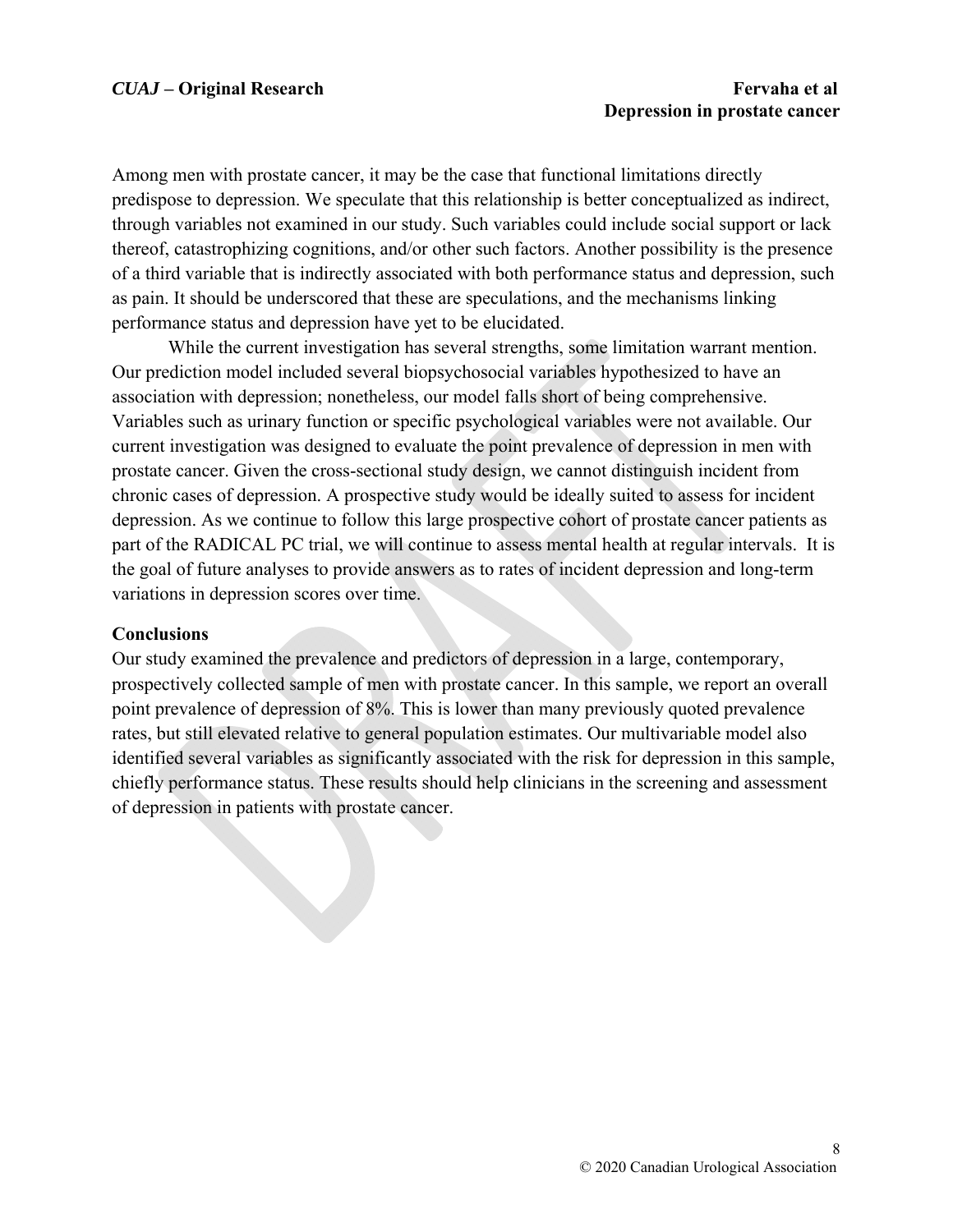Among men with prostate cancer, it may be the case that functional limitations directly predispose to depression. We speculate that this relationship is better conceptualized as indirect, through variables not examined in our study. Such variables could include social support or lack thereof, catastrophizing cognitions, and/or other such factors. Another possibility is the presence of a third variable that is indirectly associated with both performance status and depression, such as pain. It should be underscored that these are speculations, and the mechanisms linking performance status and depression have yet to be elucidated.

While the current investigation has several strengths, some limitation warrant mention. Our prediction model included several biopsychosocial variables hypothesized to have an association with depression; nonetheless, our model falls short of being comprehensive. Variables such as urinary function or specific psychological variables were not available. Our current investigation was designed to evaluate the point prevalence of depression in men with prostate cancer. Given the cross-sectional study design, we cannot distinguish incident from chronic cases of depression. A prospective study would be ideally suited to assess for incident depression. As we continue to follow this large prospective cohort of prostate cancer patients as part of the RADICAL PC trial, we will continue to assess mental health at regular intervals. It is the goal of future analyses to provide answers as to rates of incident depression and long-term variations in depression scores over time.

## Conclusions

Our study examined the prevalence and predictors of depression in a large, contemporary, prospectively collected sample of men with prostate cancer. In this sample, we report an overall point prevalence of depression of 8%. This is lower than many previously quoted prevalence rates, but still elevated relative to general population estimates. Our multivariable model also identified several variables as significantly associated with the risk for depression in this sample, chiefly performance status. These results should help clinicians in the screening and assessment of depression in patients with prostate cancer.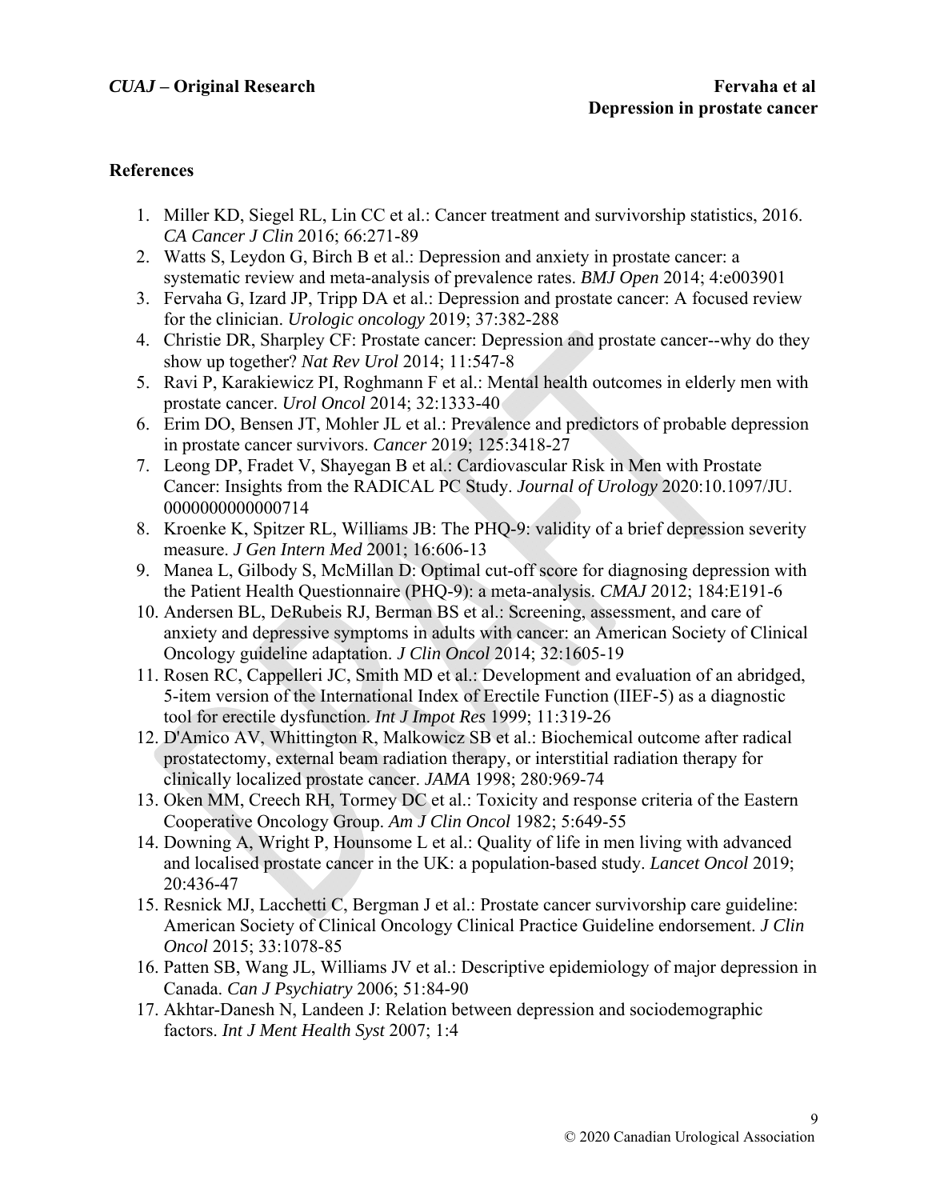## References

1. Miller KD, Siegel RL, Lin CC et al.: Cancer treatment and survivorship statistics, 2016. *CA Cancer J Clin* 2016; 66:271-89
2. Watts S, Leydon G, Birch B et al.: Depression and anxiety in prostate cancer: a systematic review and meta-analysis of prevalence rates. *BMJ Open* 2014; 4:e003901
3. Fervaha G, Izard JP, Tripp DA et al.: Depression and prostate cancer: A focused review for the clinician. *Urologic oncology* 2019; 37:382-288
4. Christie DR, Sharpley CF: Prostate cancer: Depression and prostate cancer--why do they show up together? *Nat Rev Urol* 2014; 11:547-8
5. Ravi P, Karakiewicz PI, Roghmann F et al.: Mental health outcomes in elderly men with prostate cancer. *Urol Oncol* 2014; 32:1333-40
6. Erim DO, Bensen JT, Mohler JL et al.: Prevalence and predictors of probable depression in prostate cancer survivors. *Cancer* 2019; 125:3418-27
7. Leong DP, Fradet V, Shayegan B et al.: Cardiovascular Risk in Men with Prostate Cancer: Insights from the RADICAL PC Study. *Journal of Urology* 2020:10.1097/JU.0000000000000714
8. Kroenke K, Spitzer RL, Williams JB: The PHQ-9: validity of a brief depression severity measure. *J Gen Intern Med* 2001; 16:606-13
9. Manea L, Gilbody S, McMillan D: Optimal cut-off score for diagnosing depression with the Patient Health Questionnaire (PHQ-9): a meta-analysis. *CMAJ* 2012; 184:E191-6
10. Andersen BL, DeRubeis RJ, Berman BS et al.: Screening, assessment, and care of anxiety and depressive symptoms in adults with cancer: an American Society of Clinical Oncology guideline adaptation. *J Clin Oncol* 2014; 32:1605-19
11. Rosen RC, Cappelleri JC, Smith MD et al.: Development and evaluation of an abridged, 5-item version of the International Index of Erectile Function (IIEF-5) as a diagnostic tool for erectile dysfunction. *Int J Impot Res* 1999; 11:319-26
12. D'Amico AV, Whittington R, Malkowicz SB et al.: Biochemical outcome after radical prostatectomy, external beam radiation therapy, or interstitial radiation therapy for clinically localized prostate cancer. *JAMA* 1998; 280:969-74
13. Oken MM, Creech RH, Tormey DC et al.: Toxicity and response criteria of the Eastern Cooperative Oncology Group. *Am J Clin Oncol* 1982; 5:649-55
14. Downing A, Wright P, Hounsome L et al.: Quality of life in men living with advanced and localised prostate cancer in the UK: a population-based study. *Lancet Oncol* 2019; 20:436-47
15. Resnick MJ, Lacchetti C, Bergman J et al.: Prostate cancer survivorship care guideline: American Society of Clinical Oncology Clinical Practice Guideline endorsement. *J Clin Oncol* 2015; 33:1078-85
16. Patten SB, Wang JL, Williams JV et al.: Descriptive epidemiology of major depression in Canada. *Can J Psychiatry* 2006; 51:84-90
17. Akhtar-Danesh N, Landeen J: Relation between depression and sociodemographic factors. *Int J Ment Health Syst* 2007; 1:4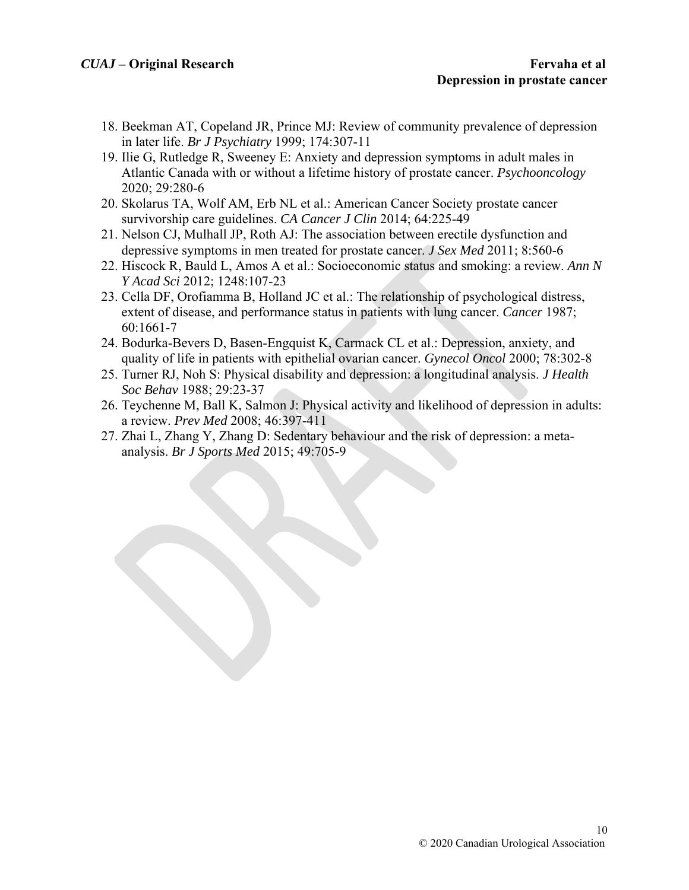18. Beekman AT, Copeland JR, Prince MJ: Review of community prevalence of depression in later life. *Br J Psychiatry* 1999; 174:307-11
19. Ilie G, Rutledge R, Sweeney E: Anxiety and depression symptoms in adult males in Atlantic Canada with or without a lifetime history of prostate cancer. *Psychooncology* 2020; 29:280-6
20. Skolarus TA, Wolf AM, Erb NL et al.: American Cancer Society prostate cancer survivorship care guidelines. *CA Cancer J Clin* 2014; 64:225-49
21. Nelson CJ, Mulhall JP, Roth AJ: The association between erectile dysfunction and depressive symptoms in men treated for prostate cancer. *J Sex Med* 2011; 8:560-6
22. Hiscock R, Bauld L, Amos A et al.: Socioeconomic status and smoking: a review. *Ann N Y Acad Sci* 2012; 1248:107-23
23. Cella DF, Orofiamma B, Holland JC et al.: The relationship of psychological distress, extent of disease, and performance status in patients with lung cancer. *Cancer* 1987; 60:1661-7
24. Bodurka-Bevers D, Basen-Engquist K, Carmack CL et al.: Depression, anxiety, and quality of life in patients with epithelial ovarian cancer. *Gynecol Oncol* 2000; 78:302-8
25. Turner RJ, Noh S: Physical disability and depression: a longitudinal analysis. *J Health Soc Behav* 1988; 29:23-37
26. Teychenne M, Ball K, Salmon J: Physical activity and likelihood of depression in adults: a review. *Prev Med* 2008; 46:397-411
27. Zhai L, Zhang Y, Zhang D: Sedentary behaviour and the risk of depression: a meta-analysis. *Br J Sports Med* 2015; 49:705-9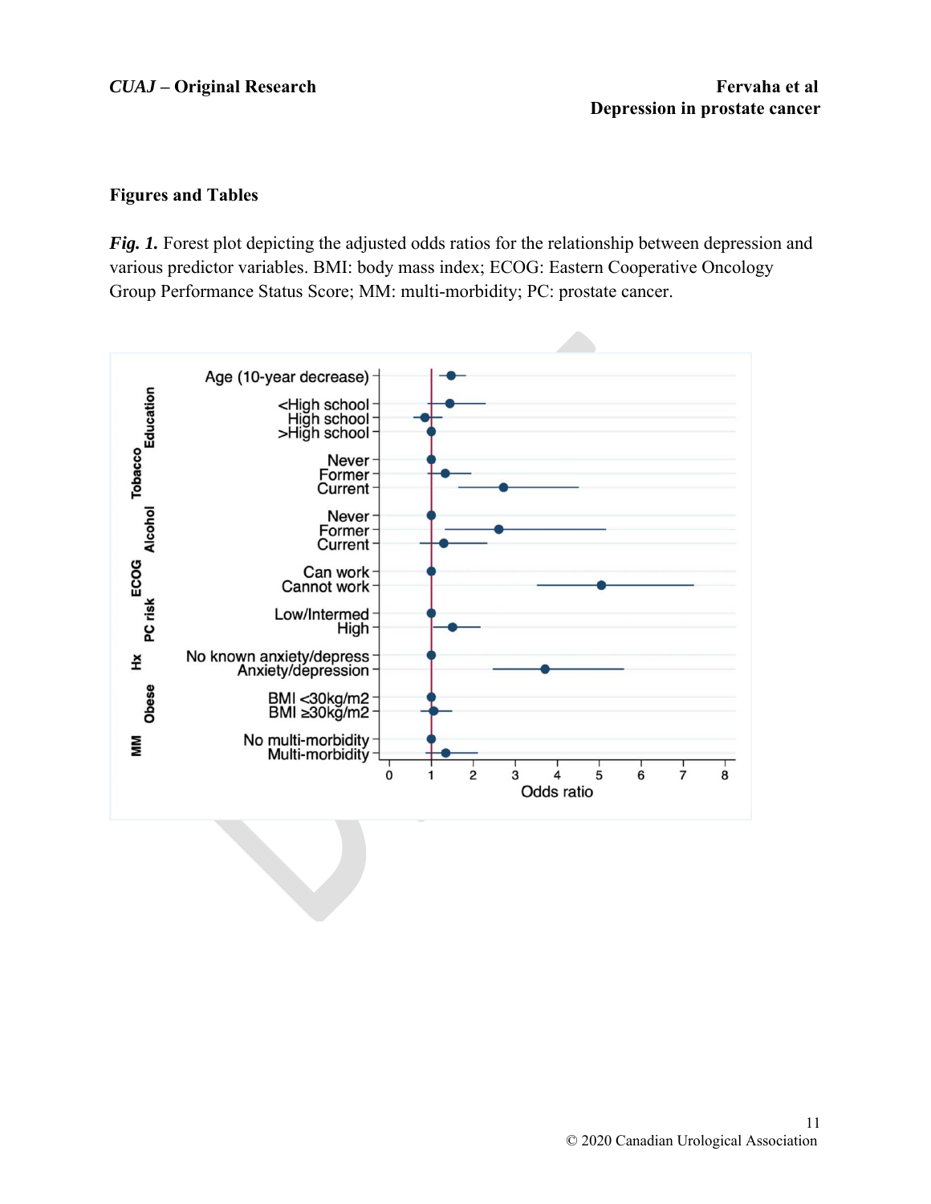## Figures and Tables

***Fig. 1.*** Forest plot depicting the adjusted odds ratios for the relationship between depression and various predictor variables. BMI: body mass index; ECOG: Eastern Cooperative Oncology Group Performance Status Score; MM: multi-morbidity; PC: prostate cancer.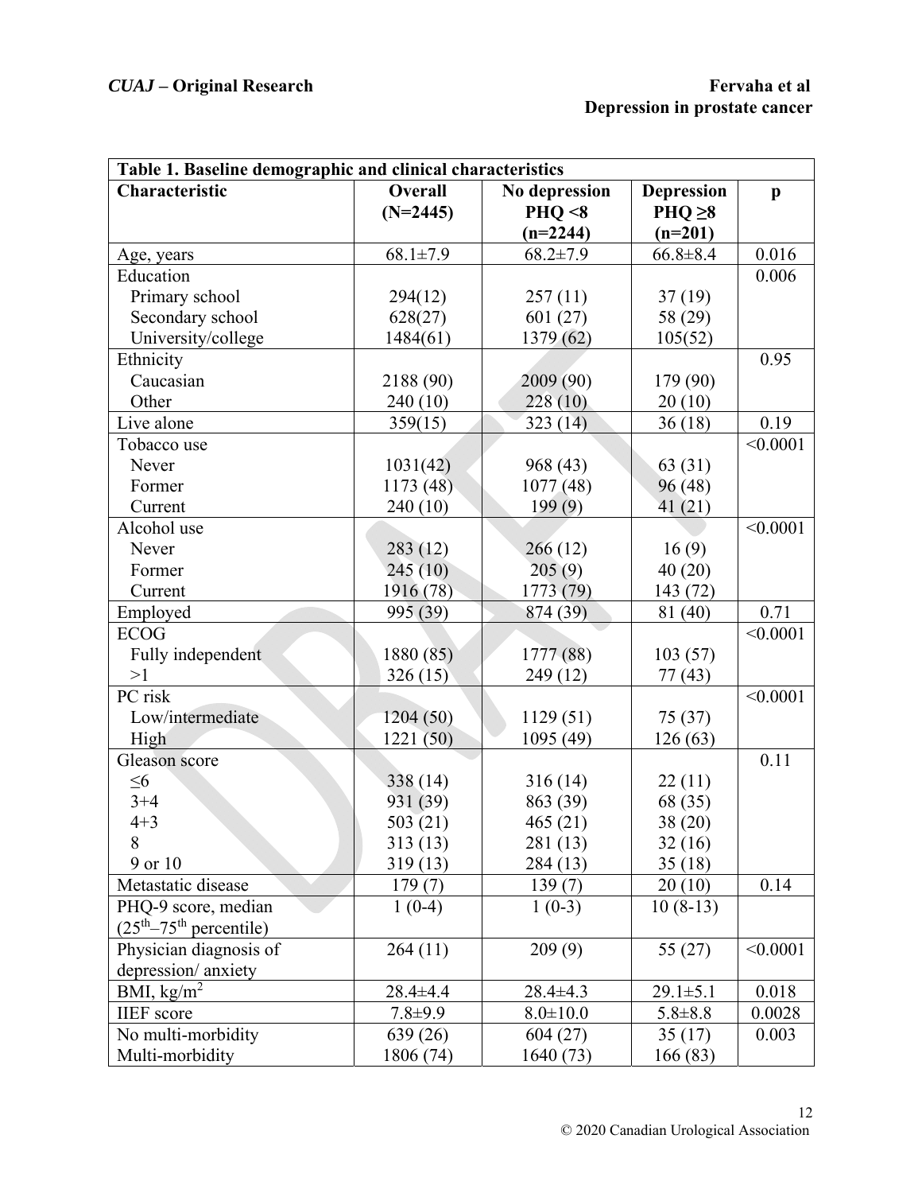**Table 1. Baseline demographic and clinical characteristics**

| Characteristic | Overall (N=2445) | No depression PHQ <8 (n=2244) | Depression PHQ ≥8 (n=201) | p |
|---|---|---|---|---|
| Age, years | 68.1±7.9 | 68.2±7.9 | 66.8±8.4 | 0.016 |
| Education | | | | 0.006 |
| Primary school | 294(12) | 257 (11) | 37 (19) | |
| Secondary school | 628(27) | 601 (27) | 58 (29) | |
| University/college | 1484(61) | 1379 (62) | 105(52) | |
| Ethnicity | | | | 0.95 |
| Caucasian | 2188 (90) | 2009 (90) | 179 (90) | |
| Other | 240 (10) | 228 (10) | 20 (10) | |
| Live alone | 359(15) | 323 (14) | 36 (18) | 0.19 |
| Tobacco use | | | | <0.0001 |
| Never | 1031(42) | 968 (43) | 63 (31) | |
| Former | 1173 (48) | 1077 (48) | 96 (48) | |
| Current | 240 (10) | 199 (9) | 41 (21) | |
| Alcohol use | | | | <0.0001 |
| Never | 283 (12) | 266 (12) | 16 (9) | |
| Former | 245 (10) | 205 (9) | 40 (20) | |
| Current | 1916 (78) | 1773 (79) | 143 (72) | |
| Employed | 995 (39) | 874 (39) | 81 (40) | 0.71 |
| ECOG | | | | <0.0001 |
| Fully independent | 1880 (85) | 1777 (88) | 103 (57) | |
| >1 | 326 (15) | 249 (12) | 77 (43) | |
| PC risk | | | | <0.0001 |
| Low/intermediate | 1204 (50) | 1129 (51) | 75 (37) | |
| High | 1221 (50) | 1095 (49) | 126 (63) | |
| Gleason score | | | | 0.11 |
| ≤6 | 338 (14) | 316 (14) | 22 (11) | |
| 3+4 | 931 (39) | 863 (39) | 68 (35) | |
| 4+3 | 503 (21) | 465 (21) | 38 (20) | |
| 8 | 313 (13) | 281 (13) | 32 (16) | |
| 9 or 10 | 319 (13) | 284 (13) | 35 (18) | |
| Metastatic disease | 179 (7) | 139 (7) | 20 (10) | 0.14 |
| PHQ-9 score, median ($25^{th}$–$75^{th}$ percentile) | 1 (0-4) | 1 (0-3) | 10 (8-13) | |
| Physician diagnosis of depression/ anxiety | 264 (11) | 209 (9) | 55 (27) | <0.0001 |
| BMI, kg/$m^2$ | 28.4±4.4 | 28.4±4.3 | 29.1±5.1 | 0.018 |
| IIEF score | 7.8±9.9 | 8.0±10.0 | 5.8±8.8 | 0.0028 |
| No multi-morbidity | 639 (26) | 604 (27) | 35 (17) | 0.003 |
| Multi-morbidity | 1806 (74) | 1640 (73) | 166 (83) | |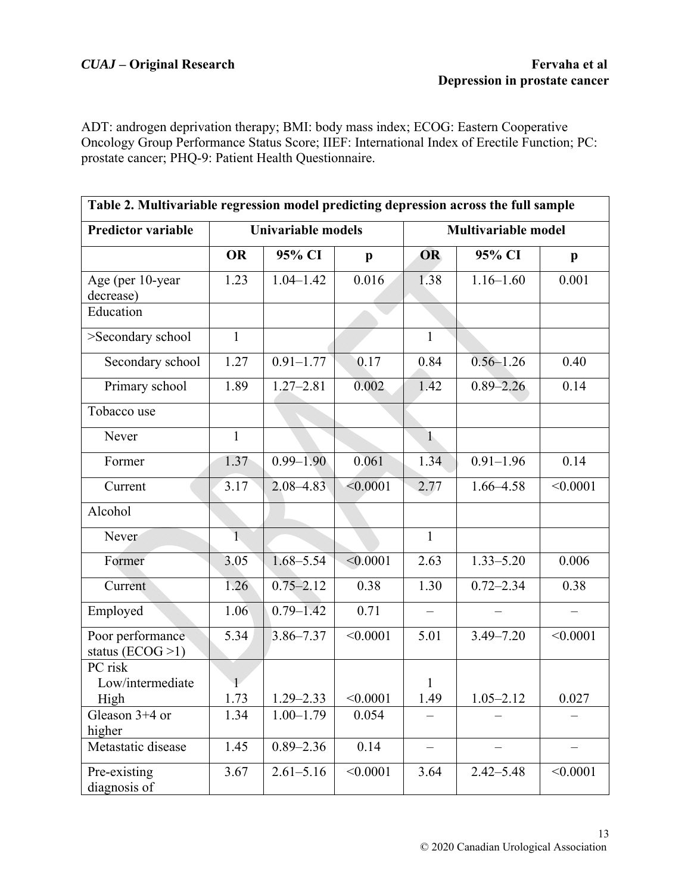ADT: androgen deprivation therapy; BMI: body mass index; ECOG: Eastern Cooperative Oncology Group Performance Status Score; IIEF: International Index of Erectile Function; PC: prostate cancer; PHQ-9: Patient Health Questionnaire.

**Table 2. Multivariable regression model predicting depression across the full sample**

| Predictor variable | Univariable models | | | Multivariable model | | |
|---|---|---|---|---|---|---|
| | **OR** | **95% CI** | **p** | **OR** | **95% CI** | **p** |
| Age (per 10-year decrease) | 1.23 | 1.04–1.42 | 0.016 | 1.38 | 1.16–1.60 | 0.001 |
| Education | | | | | | |
| >Secondary school | 1 | | | 1 | | |
| Secondary school | 1.27 | 0.91–1.77 | 0.17 | 0.84 | 0.56–1.26 | 0.40 |
| Primary school | 1.89 | 1.27–2.81 | 0.002 | 1.42 | 0.89–2.26 | 0.14 |
| Tobacco use | | | | | | |
| Never | 1 | | | 1 | | |
| Former | 1.37 | 0.99–1.90 | 0.061 | 1.34 | 0.91–1.96 | 0.14 |
| Current | 3.17 | 2.08–4.83 | <0.0001 | 2.77 | 1.66–4.58 | <0.0001 |
| Alcohol | | | | | | |
| Never | 1 | | | 1 | | |
| Former | 3.05 | 1.68–5.54 | <0.0001 | 2.63 | 1.33–5.20 | 0.006 |
| Current | 1.26 | 0.75–2.12 | 0.38 | 1.30 | 0.72–2.34 | 0.38 |
| Employed | 1.06 | 0.79–1.42 | 0.71 | – | – | – |
| Poor performance status (ECOG >1) | 5.34 | 3.86–7.37 | <0.0001 | 5.01 | 3.49–7.20 | <0.0001 |
| PC risk | | | | | | |
| Low/intermediate | 1 | | | 1 | | |
| High | 1.73 | 1.29–2.33 | <0.0001 | 1.49 | 1.05–2.12 | 0.027 |
| Gleason 3+4 or higher | 1.34 | 1.00–1.79 | 0.054 | – | – | – |
| Metastatic disease | 1.45 | 0.89–2.36 | 0.14 | – | – | – |
| Pre-existing diagnosis of | 3.67 | 2.61–5.16 | <0.0001 | 3.64 | 2.42–5.48 | <0.0001 |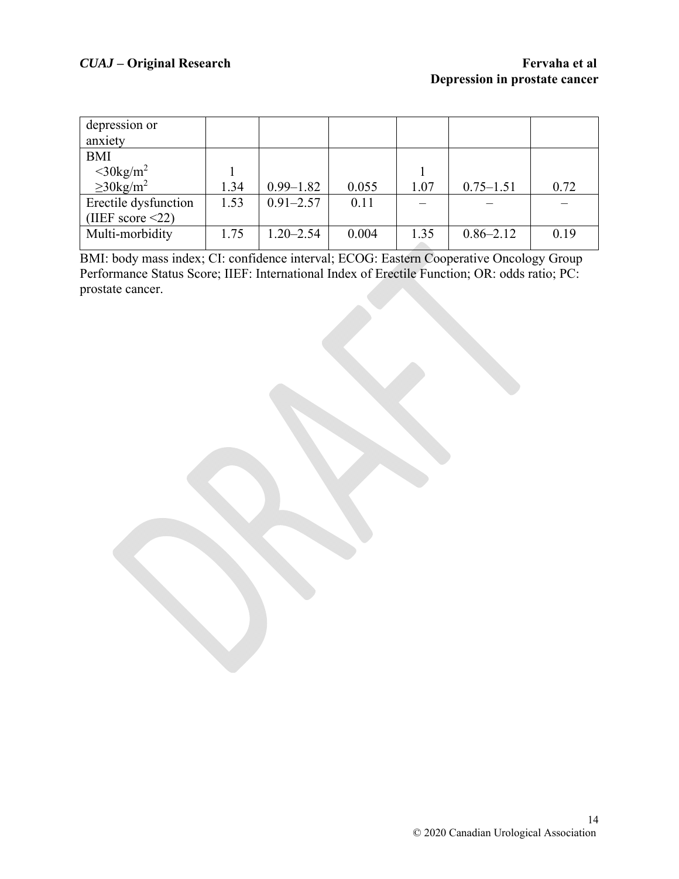| depression or anxiety | | | | | | |
|---|---|---|---|---|---|---|
| BMI | | | | | | |
| <30kg/m$^2$ | 1 | | | 1 | | |
| ≥30kg/m$^2$ | 1.34 | 0.99–1.82 | 0.055 | 1.07 | 0.75–1.51 | 0.72 |
| Erectile dysfunction (IIEF score <22) | 1.53 | 0.91–2.57 | 0.11 | – | – | – |
| Multi-morbidity | 1.75 | 1.20–2.54 | 0.004 | 1.35 | 0.86–2.12 | 0.19 |

BMI: body mass index; CI: confidence interval; ECOG: Eastern Cooperative Oncology Group Performance Status Score; IIEF: International Index of Erectile Function; OR: odds ratio; PC: prostate cancer.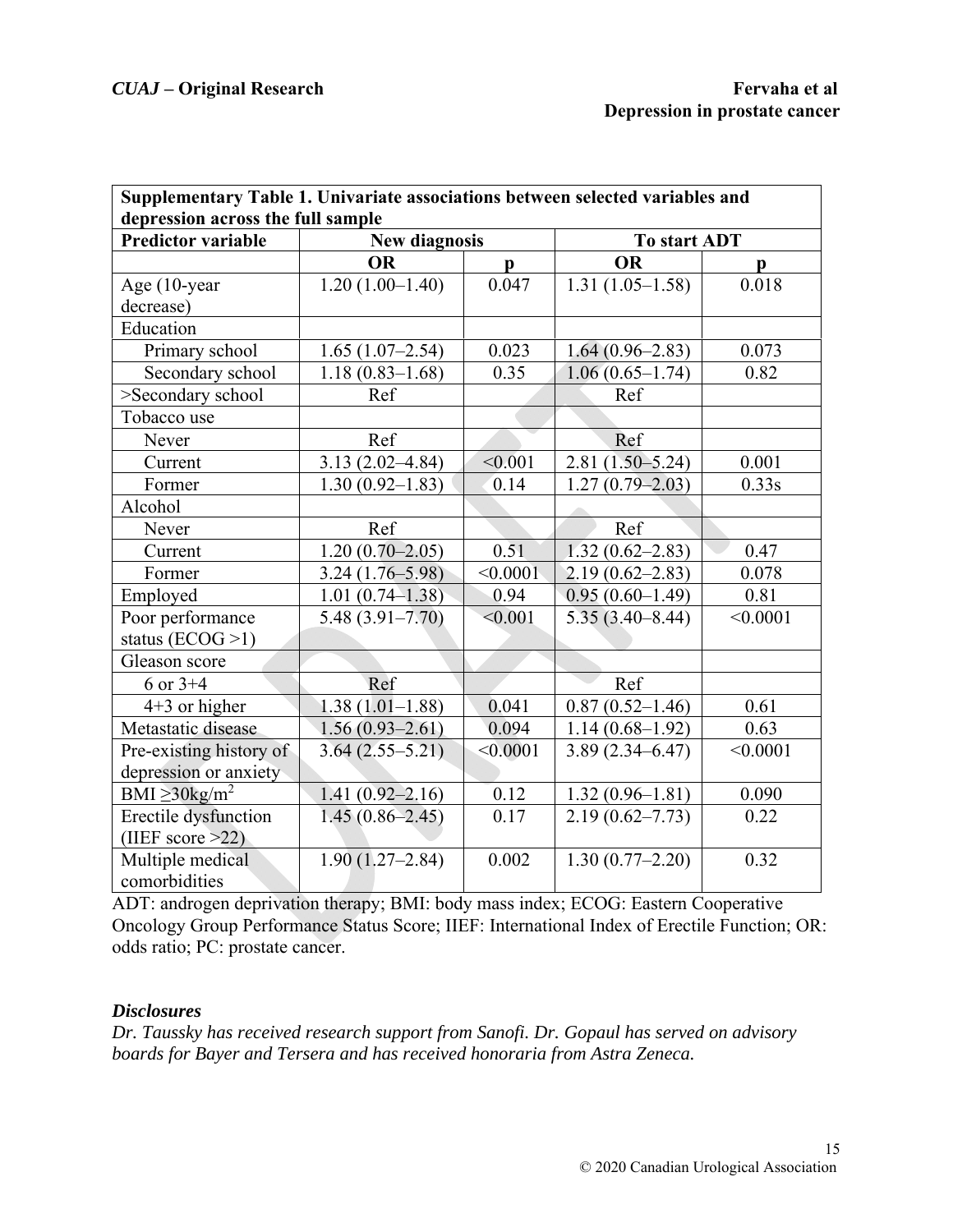**Supplementary Table 1. Univariate associations between selected variables and depression across the full sample**

| Predictor variable | New diagnosis | | To start ADT | |
|---|---|---|---|---|
| | **OR** | **p** | **OR** | **p** |
| Age (10-year decrease) | 1.20 (1.00–1.40) | 0.047 | 1.31 (1.05–1.58) | 0.018 |
| Education | | | | |
| Primary school | 1.65 (1.07–2.54) | 0.023 | 1.64 (0.96–2.83) | 0.073 |
| Secondary school | 1.18 (0.83–1.68) | 0.35 | 1.06 (0.65–1.74) | 0.82 |
| >Secondary school | Ref | | Ref | |
| Tobacco use | | | | |
| Never | Ref | | Ref | |
| Current | 3.13 (2.02–4.84) | <0.001 | 2.81 (1.50–5.24) | 0.001 |
| Former | 1.30 (0.92–1.83) | 0.14 | 1.27 (0.79–2.03) | 0.33s |
| Alcohol | | | | |
| Never | Ref | | Ref | |
| Current | 1.20 (0.70–2.05) | 0.51 | 1.32 (0.62–2.83) | 0.47 |
| Former | 3.24 (1.76–5.98) | <0.0001 | 2.19 (0.62–2.83) | 0.078 |
| Employed | 1.01 (0.74–1.38) | 0.94 | 0.95 (0.60–1.49) | 0.81 |
| Poor performance status (ECOG >1) | 5.48 (3.91–7.70) | <0.001 | 5.35 (3.40–8.44) | <0.0001 |
| Gleason score | | | | |
| 6 or 3+4 | Ref | | Ref | |
| 4+3 or higher | 1.38 (1.01–1.88) | 0.041 | 0.87 (0.52–1.46) | 0.61 |
| Metastatic disease | 1.56 (0.93–2.61) | 0.094 | 1.14 (0.68–1.92) | 0.63 |
| Pre-existing history of depression or anxiety | 3.64 (2.55–5.21) | <0.0001 | 3.89 (2.34–6.47) | <0.0001 |
| BMI $\geq$30kg/m$^2$ | 1.41 (0.92–2.16) | 0.12 | 1.32 (0.96–1.81) | 0.090 |
| Erectile dysfunction (IIEF score >22) | 1.45 (0.86–2.45) | 0.17 | 2.19 (0.62–7.73) | 0.22 |
| Multiple medical comorbidities | 1.90 (1.27–2.84) | 0.002 | 1.30 (0.77–2.20) | 0.32 |

ADT: androgen deprivation therapy; BMI: body mass index; ECOG: Eastern Cooperative Oncology Group Performance Status Score; IIEF: International Index of Erectile Function; OR: odds ratio; PC: prostate cancer.

### *Disclosures*

*Dr. Taussky has received research support from Sanofi. Dr. Gopaul has served on advisory boards for Bayer and Tersera and has received honoraria from Astra Zeneca.*